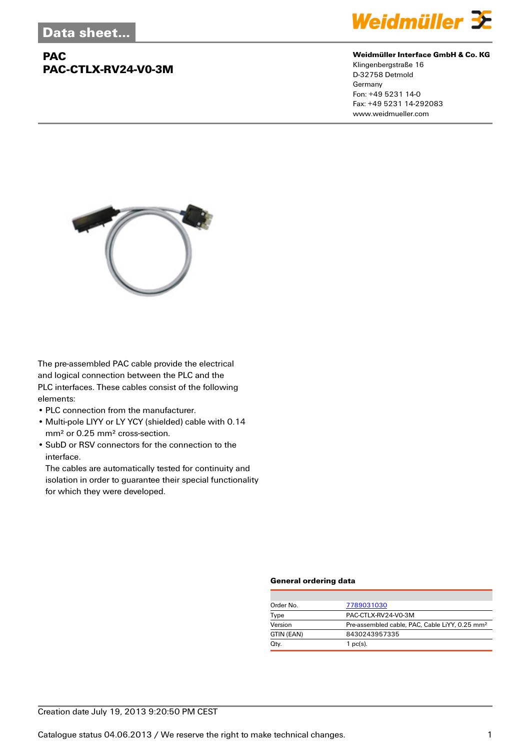# Data sheet...

## PAC
## PAC-CTLX-RV24-V0-3M

**Weidmüller Interface GmbH & Co. KG**
Klingenbergstraße 16
D-32758 Detmold
Germany
Fon: +49 5231 14-0
Fax: +49 5231 14-292083
www.weidmueller.com

The pre-assembled PAC cable provide the electrical and logical connection between the PLC and the PLC interfaces. These cables consist of the following elements:

- PLC connection from the manufacturer.
- Multi-pole LIYY or LY YCY (shielded) cable with 0.14 mm² or 0.25 mm² cross-section.
- SubD or RSV connectors for the connection to the interface.
  The cables are automatically tested for continuity and isolation in order to guarantee their special functionality for which they were developed.

### General ordering data

| | |
|---|---|
| Order No. | 7789031030 |
| Type | PAC-CTLX-RV24-V0-3M |
| Version | Pre-assembled cable, PAC, Cable LiYY, 0.25 mm² |
| GTIN (EAN) | 8430243957335 |
| Qty. | 1 pc(s). |

Creation date July 19, 2013 9:20:50 PM CEST

Catalogue status 04.06.2013 / We reserve the right to make technical changes.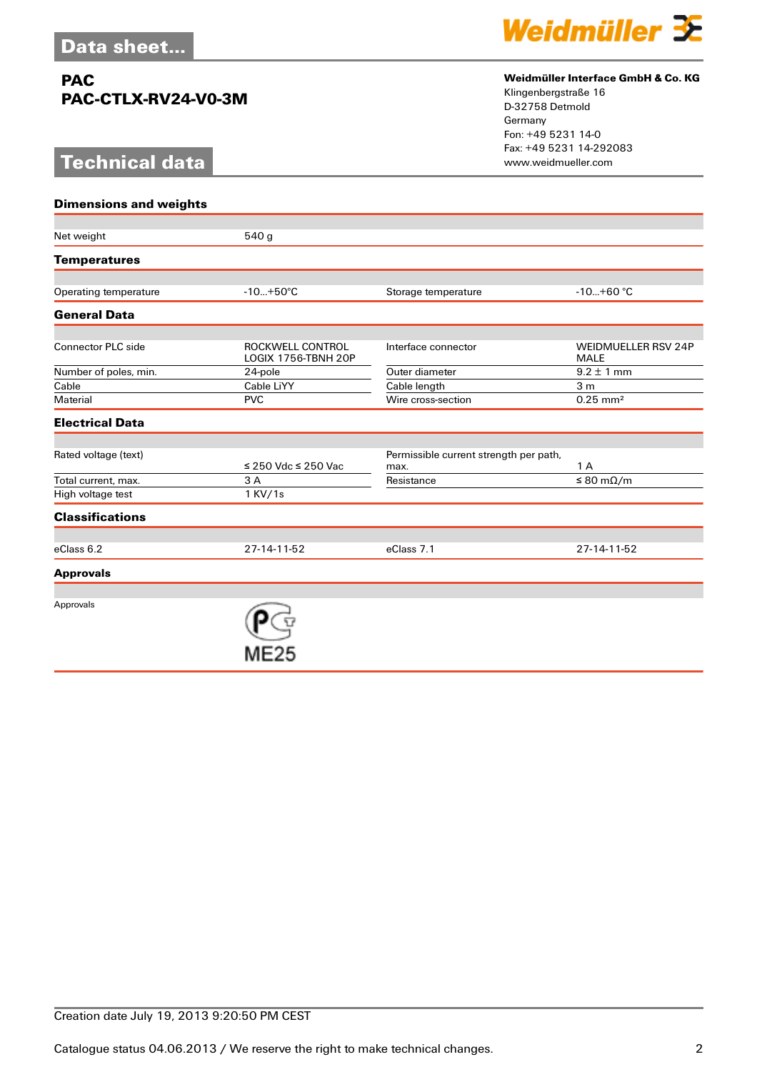# Data sheet...

**PAC**
**PAC-CTLX-RV24-V0-3M**

**Weidmüller Interface GmbH & Co. KG**
Klingenbergstraße 16
D-32758 Detmold
Germany
Fon: +49 5231 14-0
Fax: +49 5231 14-292083
www.weidmueller.com

## Technical data

### Dimensions and weights

| | |
|---|---|
| Net weight | 540 g |

### Temperatures

| | | | |
|---|---|---|---|
| Operating temperature | -10...+50°C | Storage temperature | -10...+60 °C |

### General Data

| | | | |
|---|---|---|---|
| Connector PLC side | ROCKWELL CONTROL LOGIX 1756-TBNH 20P | Interface connector | WEIDMUELLER RSV 24P MALE |
| Number of poles, min. | 24-pole | Outer diameter | 9.2 ± 1 mm |
| Cable | Cable LiYY | Cable length | 3 m |
| Material | PVC | Wire cross-section | 0.25 mm² |

### Electrical Data

| | | | |
|---|---|---|---|
| Rated voltage (text) | ≤ 250 Vdc ≤ 250 Vac | Permissible current strength per path, max. | 1 A |
| Total current, max. | 3 A | Resistance | ≤ 80 mΩ/m |
| High voltage test | 1 KV/1s | | |

### Classifications

| | | | |
|---|---|---|---|
| eClass 6.2 | 27-14-11-52 | eClass 7.1 | 27-14-11-52 |

### Approvals

Approvals

ME25

Creation date July 19, 2013 9:20:50 PM CEST

Catalogue status 04.06.2013 / We reserve the right to make technical changes.